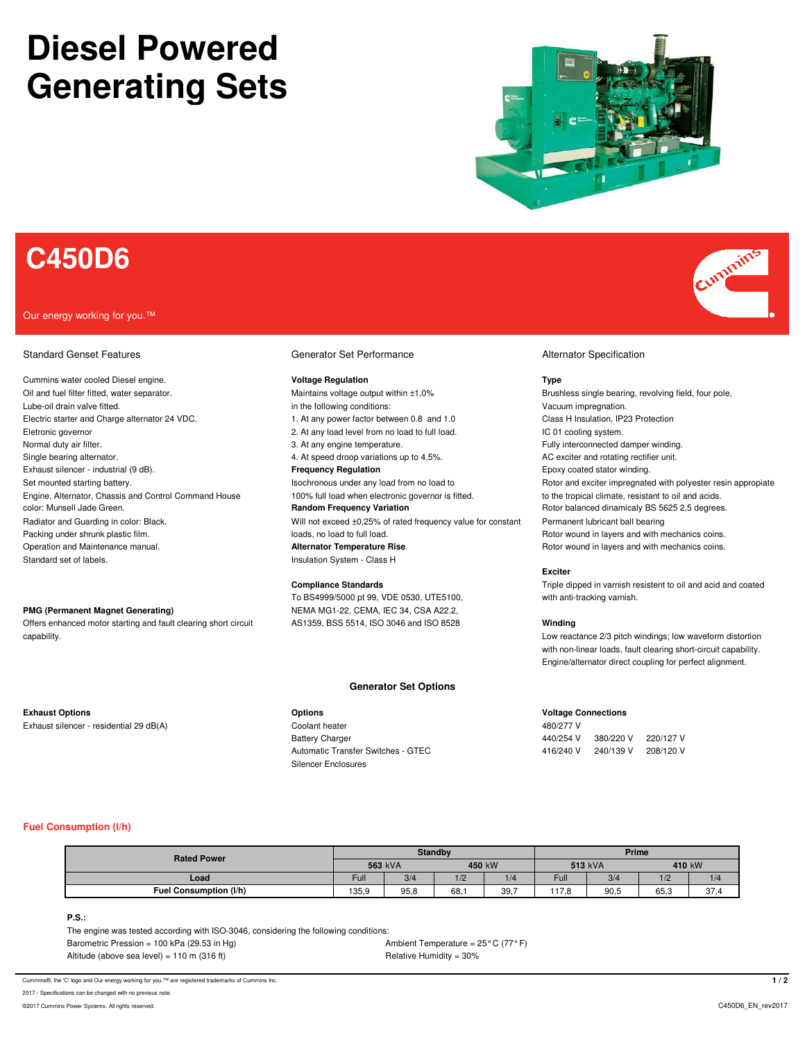# Diesel Powered Generating Sets

# C450D6

Our energy working for you.™

## Standard Genset Features

Cummins water cooled Diesel engine.
Oil and fuel filter fitted, water separator.
Lube-oil drain valve fitted.
Electric starter and Charge alternator 24 VDC.
Eletronic governor
Normal duty air filter.
Single bearing alternator.
Exhaust silencer - industrial (9 dB).
Set mounted starting battery.
Engine, Alternator, Chassis and Control Command House color: Munsell Jade Green.
Radiator and Guarding in color: Black.
Packing under shrunk plastic film.
Operation and Maintenance manual.
Standard set of labels.

**PMG (Permanent Magnet Generating)**
Offers enhanced motor starting and fault clearing short circuit capability.

## Generator Set Performance

**Voltage Regulation**
Maintains voltage output within ±1,0% in the following conditions:
1. At any power factor between 0.8 and 1.0
2. At any load level from no load to full load.
3. At any engine temperature.
4. At speed droop variations up to 4,5%.

**Frequency Regulation**
Isochronous under any load from no load to 100% full load when electronic governor is fitted.

**Random Frequency Variation**
Will not exceed ±0,25% of rated frequency value for constant loads, no load to full load.

**Alternator Temperature Rise**
Insulation System - Class H

**Compliance Standards**
To BS4999/5000 pt 99, VDE 0530, UTE5100, NEMA MG1-22, CEMA, IEC 34, CSA A22.2, AS1359, BSS 5514, ISO 3046 and ISO 8528

## Alternator Specification

**Type**
Brushless single bearing, revolving field, four pole,
Vacuum impregnation.
Class H Insulation, IP23 Protection
IC 01 cooling system.
Fully interconnected damper winding.
AC exciter and rotating rectifier unit.
Epoxy coated stator winding.
Rotor and exciter impregnated with polyester resin appropiate to the tropical climate, resistant to oil and acids.
Rotor balanced dinamicaly BS 5625 2,5 degrees.
Permanent lubricant ball bearing
Rotor wound in layers and with mechanics coins.
Rotor wound in layers and with mechanics coins.

**Exciter**
Triple dipped in varnish resistent to oil and acid and coated with anti-tracking varnish.

**Winding**
Low reactance 2/3 pitch windings; low waveform distortion with non-linear loads, fault clearing short-circuit capability.
Engine/alternator direct coupling for perfect alignment.

## Generator Set Options

**Exhaust Options**
Exhaust silencer - residential 29 dB(A)

**Options**
Coolant heater
Battery Charger
Automatic Transfer Switches - GTEC
Silencer Enclosures

**Voltage Connections**
480/277 V
440/254 V 380/220 V 220/127 V
416/240 V 240/139 V 208/120 V

## Fuel Consumption (l/h)

| Rated Power | Standby | | | | Prime | | | |
|---|---|---|---|---|---|---|---|---|
| | **563** kVA | | **450** kW | | **513** kVA | | **410** kW | |
| **Load** | Full | 3/4 | 1/2 | 1/4 | Full | 3/4 | 1/2 | 1/4 |
| **Fuel Consumption (l/h)** | 135,9 | 95,8 | 68,1 | 39,7 | 117,8 | 90,5 | 65,3 | 37,4 |

**P.S.:**
The engine was tested according with ISO-3046, considering the following conditions:
Barometric Pression = 100 kPa (29.53 in Hg)
Altidude (above sea level) = 110 m (316 ft)
Ambient Temperature = 25° C (77° F)
Relative Humidity = 30%

Cummins®, the 'C' logo and Our energy working for you.™ are registered trademarks of Cummins Inc.
2017 - Specifications can be changed with no previous note.
©2017 Cummins Power Systems. All rights reserved.
C450D6_EN_rev2017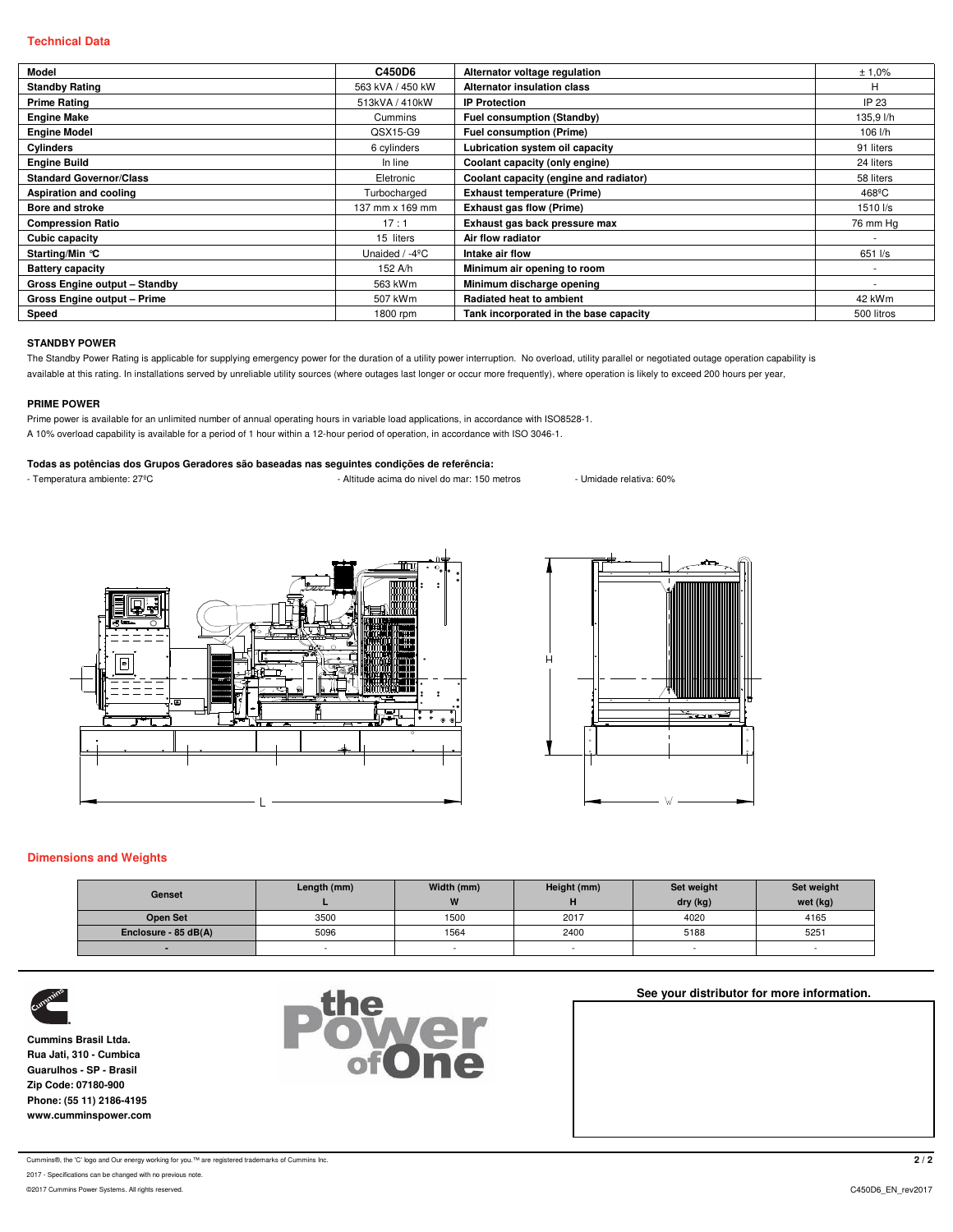## Technical Data

| Model | C450D6 | Alternator voltage regulation | ± 1,0% |
|---|---|---|---|
| Standby Rating | 563 kVA / 450 kW | Alternator insulation class | H |
| Prime Rating | 513kVA / 410kW | IP Protection | IP 23 |
| Engine Make | Cummins | Fuel consumption (Standby) | 135,9 l/h |
| Engine Model | QSX15-G9 | Fuel consumption (Prime) | 106 l/h |
| Cylinders | 6 cylinders | Lubrication system oil capacity | 91 liters |
| Engine Build | In line | Coolant capacity (only engine) | 24 liters |
| Standard Governor/Class | Eletronic | Coolant capacity (engine and radiator) | 58 liters |
| Aspiration and cooling | Turbocharged | Exhaust temperature (Prime) | 468ºC |
| Bore and stroke | 137 mm x 169 mm | Exhaust gas flow (Prime) | 1510 l/s |
| Compression Ratio | 17 : 1 | Exhaust gas back pressure max | 76 mm Hg |
| Cubic capacity | 15 liters | Air flow radiator | - |
| Starting/Min °C | Unaided / -4ºC | Intake air flow | 651 l/s |
| Battery capacity | 152 A/h | Minimum air opening to room | - |
| Gross Engine output – Standby | 563 kWm | Minimum discharge opening | - |
| Gross Engine output – Prime | 507 kWm | Radiated heat to ambient | 42 kWm |
| Speed | 1800 rpm | Tank incorporated in the base capacity | 500 litros |

**STANDBY POWER**

The Standby Power Rating is applicable for supplying emergency power for the duration of a utility power interruption. No overload, utility parallel or negotiated outage operation capability is available at this rating. In installations served by unreliable utility sources (where outages last longer or occur more frequently), where operation is likely to exceed 200 hours per year,

**PRIME POWER**

Prime power is available for an unlimited number of annual operating hours in variable load applications, in accordance with ISO8528-1.
A 10% overload capability is available for a period of 1 hour within a 12-hour period of operation, in accordance with ISO 3046-1.

**Todas as potências dos Grupos Geradores são baseadas nas seguintes condições de referência:**

- Temperatura ambiente: 27ºC
- Altitude acima do nivel do mar: 150 metros
- Umidade relativa: 60%

H

L

W

## Dimensions and Weights

| Genset | Length (mm) L | Width (mm) W | Height (mm) H | Set weight dry (kg) | Set weight wet (kg) |
|---|---|---|---|---|---|
| Open Set | 3500 | 1500 | 2017 | 4020 | 4165 |
| Enclosure - 85 dB(A) | 5096 | 1564 | 2400 | 5188 | 5251 |
| - | - | - | - | - | - |

**Cummins Brasil Ltda.**
**Rua Jati, 310 - Cumbica**
**Guarulhos - SP - Brasil**
**Zip Code: 07180-900**
**Phone: (55 11) 2186-4195**
**www.cumminspower.com**

the Power of One

**See your distributor for more information.**

Cummins®, the 'C' logo and Our energy working for you.™ are registered trademarks of Cummins Inc.
2017 - Specifications can be changed with no previous note.
©2017 Cummins Power Systems. All rights reserved.

C450D6_EN_rev2017